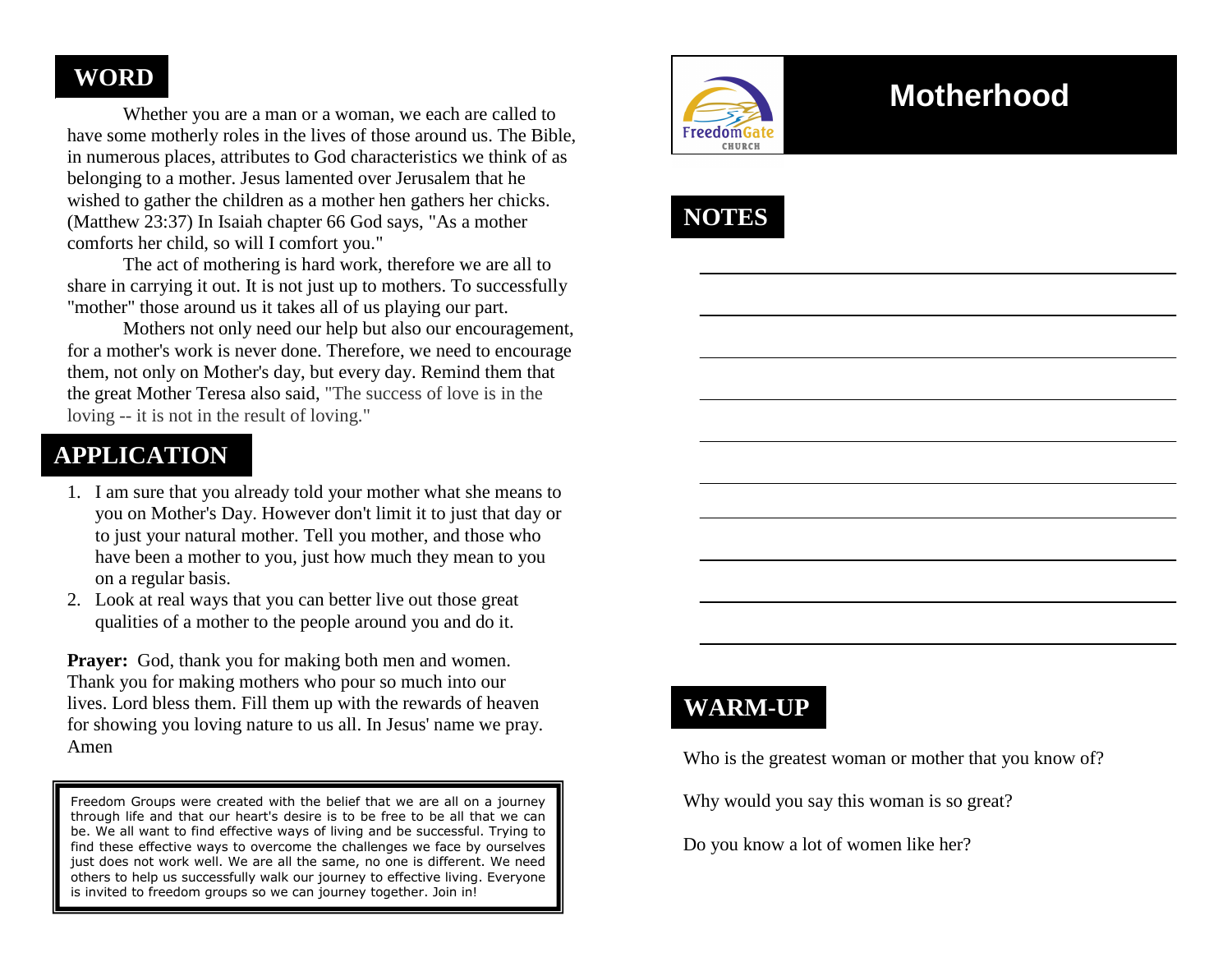## WORD

Whether you are a man or a woman, we each are called to have some motherly roles in the lives of those around us. The Bible, in numerous places, attributes to God characteristics we think of as belonging to a mother. Jesus lamented over Jerusalem that he wished to gather the children as a mother hen gathers her chicks. (Matthew 23:37) In Isaiah chapter 66 God says, "As a mother comforts her child, so will I comfort you."

The act of mothering is hard work, therefore we are all to share in carrying it out. It is not just up to mothers. To successfully "mother" those around us it takes all of us playing our part.

Mothers not only need our help but also our encouragement, for a mother's work is never done. Therefore, we need to encourage them, not only on Mother's day, but every day. Remind them that the great Mother Teresa also said, "The success of love is in the loving -- it is not in the result of loving."

## APPLICATION

1. I am sure that you already told your mother what she means to you on Mother's Day. However don't limit it to just that day or to just your natural mother. Tell you mother, and those who have been a mother to you, just how much they mean to you on a regular basis.
2. Look at real ways that you can better live out those great qualities of a mother to the people around you and do it.

**Prayer:** God, thank you for making both men and women. Thank you for making mothers who pour so much into our lives. Lord bless them. Fill them up with the rewards of heaven for showing you loving nature to us all. In Jesus' name we pray. Amen

> Freedom Groups were created with the belief that we are all on a journey through life and that our heart's desire is to be free to be all that we can be. We all want to find effective ways of living and be successful. Trying to find these effective ways to overcome the challenges we face by ourselves just does not work well. We are all the same, no one is different. We need others to help us successfully walk our journey to effective living. Everyone is invited to freedom groups so we can journey together. Join in!

FreedomGate CHURCH

# Motherhood

## NOTES

______________________________________________

______________________________________________

______________________________________________

______________________________________________

______________________________________________

______________________________________________

______________________________________________

______________________________________________

______________________________________________

______________________________________________

## WARM-UP

Who is the greatest woman or mother that you know of?

Why would you say this woman is so great?

Do you know a lot of women like her?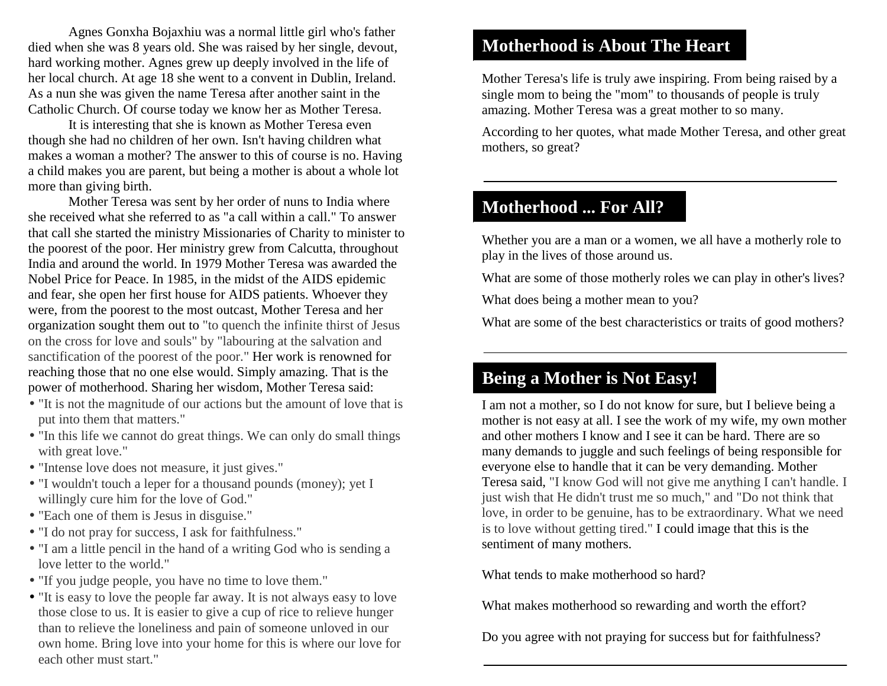Agnes Gonxha Bojaxhiu was a normal little girl who's father died when she was 8 years old. She was raised by her single, devout, hard working mother. Agnes grew up deeply involved in the life of her local church. At age 18 she went to a convent in Dublin, Ireland. As a nun she was given the name Teresa after another saint in the Catholic Church. Of course today we know her as Mother Teresa.

It is interesting that she is known as Mother Teresa even though she had no children of her own. Isn't having children what makes a woman a mother? The answer to this of course is no. Having a child makes you are parent, but being a mother is about a whole lot more than giving birth.

Mother Teresa was sent by her order of nuns to India where she received what she referred to as "a call within a call." To answer that call she started the ministry Missionaries of Charity to minister to the poorest of the poor. Her ministry grew from Calcutta, throughout India and around the world. In 1979 Mother Teresa was awarded the Nobel Price for Peace. In 1985, in the midst of the AIDS epidemic and fear, she open her first house for AIDS patients. Whoever they were, from the poorest to the most outcast, Mother Teresa and her organization sought them out to "to quench the infinite thirst of Jesus on the cross for love and souls" by "labouring at the salvation and sanctification of the poorest of the poor." Her work is renowned for reaching those that no one else would. Simply amazing. That is the power of motherhood. Sharing her wisdom, Mother Teresa said:

- "It is not the magnitude of our actions but the amount of love that is put into them that matters."
- "In this life we cannot do great things. We can only do small things with great love."
- "Intense love does not measure, it just gives."
- "I wouldn't touch a leper for a thousand pounds (money); yet I willingly cure him for the love of God."
- "Each one of them is Jesus in disguise."
- "I do not pray for success, I ask for faithfulness."
- "I am a little pencil in the hand of a writing God who is sending a love letter to the world."
- "If you judge people, you have no time to love them."
- "It is easy to love the people far away. It is not always easy to love those close to us. It is easier to give a cup of rice to relieve hunger than to relieve the loneliness and pain of someone unloved in our own home. Bring love into your home for this is where our love for each other must start."

## Motherhood is About The Heart

Mother Teresa's life is truly awe inspiring. From being raised by a single mom to being the "mom" to thousands of people is truly amazing. Mother Teresa was a great mother to so many.

According to her quotes, what made Mother Teresa, and other great mothers, so great?

## Motherhood ... For All?

Whether you are a man or a women, we all have a motherly role to play in the lives of those around us.

What are some of those motherly roles we can play in other's lives?

What does being a mother mean to you?

What are some of the best characteristics or traits of good mothers?

## Being a Mother is Not Easy!

I am not a mother, so I do not know for sure, but I believe being a mother is not easy at all. I see the work of my wife, my own mother and other mothers I know and I see it can be hard. There are so many demands to juggle and such feelings of being responsible for everyone else to handle that it can be very demanding. Mother Teresa said, "I know God will not give me anything I can't handle. I just wish that He didn't trust me so much," and "Do not think that love, in order to be genuine, has to be extraordinary. What we need is to love without getting tired." I could image that this is the sentiment of many mothers.

What tends to make motherhood so hard?

What makes motherhood so rewarding and worth the effort?

Do you agree with not praying for success but for faithfulness?